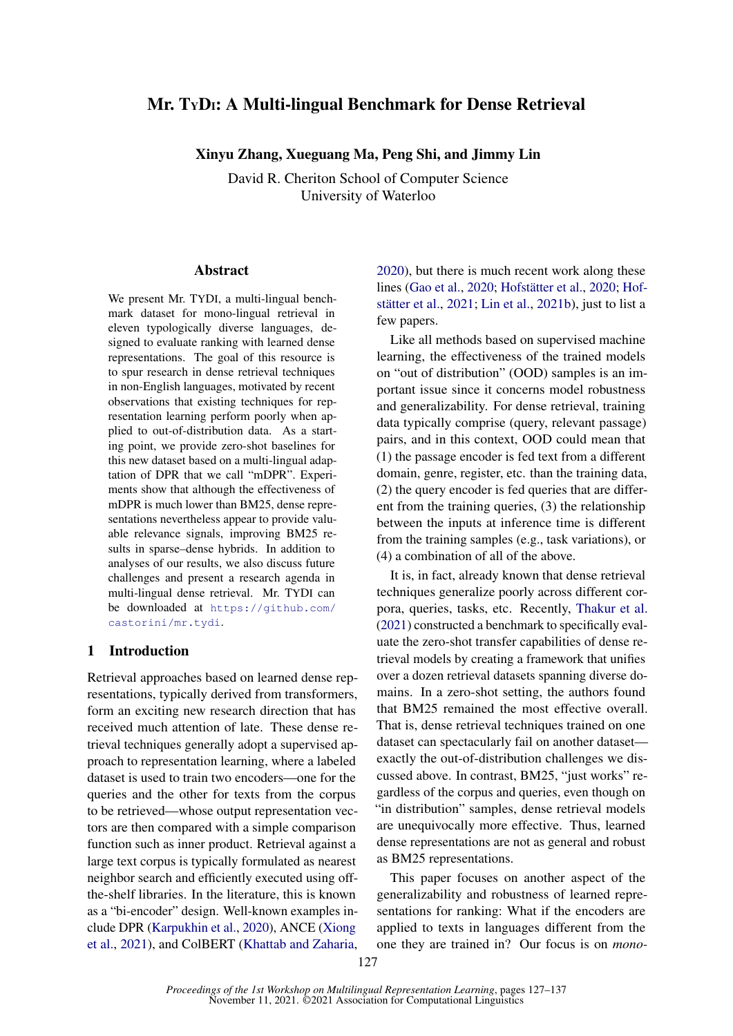# Mr. TyDi: A Multi-lingual Benchmark for Dense Retrieval

**Xinyu Zhang, Xueguang Ma, Peng Shi, and Jimmy Lin**

David R. Cheriton School of Computer Science
University of Waterloo

## Abstract

We present Mr. TyDi, a multi-lingual benchmark dataset for mono-lingual retrieval in eleven typologically diverse languages, designed to evaluate ranking with learned dense representations. The goal of this resource is to spur research in dense retrieval techniques in non-English languages, motivated by recent observations that existing techniques for representation learning perform poorly when applied to out-of-distribution data. As a starting point, we provide zero-shot baselines for this new dataset based on a multi-lingual adaptation of DPR that we call "mDPR". Experiments show that although the effectiveness of mDPR is much lower than BM25, dense representations nevertheless appear to provide valuable relevance signals, improving BM25 results in sparse–dense hybrids. In addition to analyses of our results, we also discuss future challenges and present a research agenda in multi-lingual dense retrieval. Mr. TyDi can be downloaded at `https://github.com/castorini/mr.tydi`.

## 1 Introduction

Retrieval approaches based on learned dense representations, typically derived from transformers, form an exciting new research direction that has received much attention of late. These dense retrieval techniques generally adopt a supervised approach to representation learning, where a labeled dataset is used to train two encoders—one for the queries and the other for texts from the corpus to be retrieved—whose output representation vectors are then compared with a simple comparison function such as inner product. Retrieval against a large text corpus is typically formulated as nearest neighbor search and efficiently executed using off-the-shelf libraries. In the literature, this is known as a "bi-encoder" design. Well-known examples include DPR (Karpukhin et al., 2020), ANCE (Xiong et al., 2021), and ColBERT (Khattab and Zaharia, 2020), but there is much recent work along these lines (Gao et al., 2020; Hofstätter et al., 2020; Hofstätter et al., 2021; Lin et al., 2021b), just to list a few papers.

Like all methods based on supervised machine learning, the effectiveness of the trained models on "out of distribution" (OOD) samples is an important issue since it concerns model robustness and generalizability. For dense retrieval, training data typically comprise (query, relevant passage) pairs, and in this context, OOD could mean that (1) the passage encoder is fed text from a different domain, genre, register, etc. than the training data, (2) the query encoder is fed queries that are different from the training queries, (3) the relationship between the inputs at inference time is different from the training samples (e.g., task variations), or (4) a combination of all of the above.

It is, in fact, already known that dense retrieval techniques generalize poorly across different corpora, queries, tasks, etc. Recently, Thakur et al. (2021) constructed a benchmark to specifically evaluate the zero-shot transfer capabilities of dense retrieval models by creating a framework that unifies over a dozen retrieval datasets spanning diverse domains. In a zero-shot setting, the authors found that BM25 remained the most effective overall. That is, dense retrieval techniques trained on one dataset can spectacularly fail on another dataset—exactly the out-of-distribution challenges we discussed above. In contrast, BM25, "just works" regardless of the corpus and queries, even though on "in distribution" samples, dense retrieval models are unequivocally more effective. Thus, learned dense representations are not as general and robust as BM25 representations.

This paper focuses on another aspect of the generalizability and robustness of learned representations for ranking: What if the encoders are applied to texts in languages different from the one they are trained in? Our focus is on *mono-*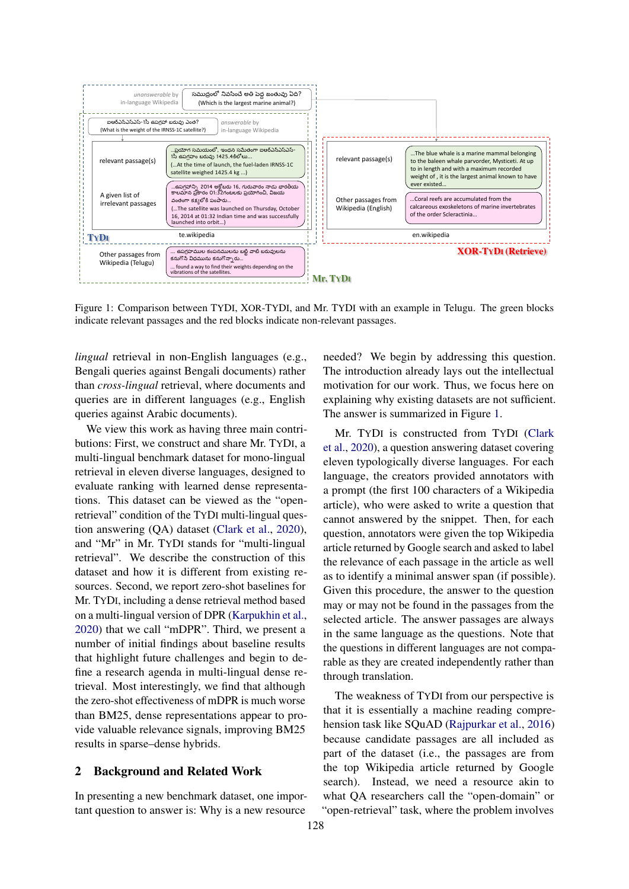Figure 1: Comparison between TYDI, XOR-TYDI, and Mr. TYDI with an example in Telugu. The green blocks indicate relevant passages and the red blocks indicate non-relevant passages.

*lingual* retrieval in non-English languages (e.g., Bengali queries against Bengali documents) rather than *cross-lingual* retrieval, where documents and queries are in different languages (e.g., English queries against Arabic documents).

We view this work as having three main contributions: First, we construct and share Mr. TYDI, a multi-lingual benchmark dataset for mono-lingual retrieval in eleven diverse languages, designed to evaluate ranking with learned dense representations. This dataset can be viewed as the "open-retrieval" condition of the TYDI multi-lingual question answering (QA) dataset (Clark et al., 2020), and "Mr" in Mr. TYDI stands for "multi-lingual retrieval". We describe the construction of this dataset and how it is different from existing resources. Second, we report zero-shot baselines for Mr. TYDI, including a dense retrieval method based on a multi-lingual version of DPR (Karpukhin et al., 2020) that we call "mDPR". Third, we present a number of initial findings about baseline results that highlight future challenges and begin to define a research agenda in multi-lingual dense retrieval. Most interestingly, we find that although the zero-shot effectiveness of mDPR is much worse than BM25, dense representations appear to provide valuable relevance signals, improving BM25 results in sparse–dense hybrids.

## 2 Background and Related Work

In presenting a new benchmark dataset, one important question to answer is: Why is a new resource needed? We begin by addressing this question. The introduction already lays out the intellectual motivation for our work. Thus, we focus here on explaining why existing datasets are not sufficient. The answer is summarized in Figure 1.

Mr. TYDI is constructed from TYDI (Clark et al., 2020), a question answering dataset covering eleven typologically diverse languages. For each language, the creators provided annotators with a prompt (the first 100 characters of a Wikipedia article), who were asked to write a question that cannot answered by the snippet. Then, for each question, annotators were given the top Wikipedia article returned by Google search and asked to label the relevance of each passage in the article as well as to identify a minimal answer span (if possible). Given this procedure, the answer to the question may or may not be found in the passages from the selected article. The answer passages are always in the same language as the questions. Note that the questions in different languages are not comparable as they are created independently rather than through translation.

The weakness of TYDI from our perspective is that it is essentially a machine reading comprehension task like SQuAD (Rajpurkar et al., 2016) because candidate passages are all included as part of the dataset (i.e., the passages are from the top Wikipedia article returned by Google search). Instead, we need a resource akin to what QA researchers call the "open-domain" or "open-retrieval" task, where the problem involves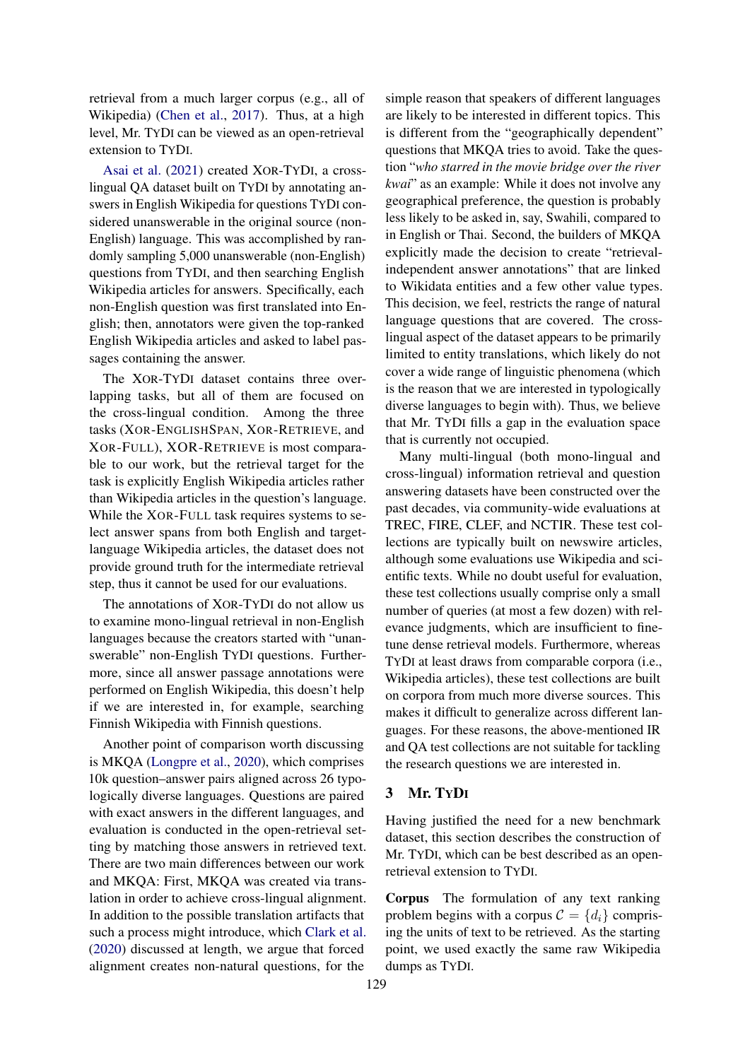retrieval from a much larger corpus (e.g., all of Wikipedia) (Chen et al., 2017). Thus, at a high level, Mr. TyDi can be viewed as an open-retrieval extension to TyDi.

Asai et al. (2021) created XOR-TyDi, a cross-lingual QA dataset built on TyDi by annotating answers in English Wikipedia for questions TyDi considered unanswerable in the original source (non-English) language. This was accomplished by randomly sampling 5,000 unanswerable (non-English) questions from TyDi, and then searching English Wikipedia articles for answers. Specifically, each non-English question was first translated into English; then, annotators were given the top-ranked English Wikipedia articles and asked to label passages containing the answer.

The XOR-TyDi dataset contains three overlapping tasks, but all of them are focused on the cross-lingual condition. Among the three tasks (XOR-EnglishSpan, XOR-Retrieve, and XOR-Full), XOR-Retrieve is most comparable to our work, but the retrieval target for the task is explicitly English Wikipedia articles rather than Wikipedia articles in the question's language. While the XOR-Full task requires systems to select answer spans from both English and target-language Wikipedia articles, the dataset does not provide ground truth for the intermediate retrieval step, thus it cannot be used for our evaluations.

The annotations of XOR-TyDi do not allow us to examine mono-lingual retrieval in non-English languages because the creators started with "unanswerable" non-English TyDi questions. Furthermore, since all answer passage annotations were performed on English Wikipedia, this doesn't help if we are interested in, for example, searching Finnish Wikipedia with Finnish questions.

Another point of comparison worth discussing is MKQA (Longpre et al., 2020), which comprises 10k question–answer pairs aligned across 26 typologically diverse languages. Questions are paired with exact answers in the different languages, and evaluation is conducted in the open-retrieval setting by matching those answers in retrieved text. There are two main differences between our work and MKQA: First, MKQA was created via translation in order to achieve cross-lingual alignment. In addition to the possible translation artifacts that such a process might introduce, which Clark et al. (2020) discussed at length, we argue that forced alignment creates non-natural questions, for the simple reason that speakers of different languages are likely to be interested in different topics. This is different from the "geographically dependent" questions that MKQA tries to avoid. Take the question "*who starred in the movie bridge over the river kwai*" as an example: While it does not involve any geographical preference, the question is probably less likely to be asked in, say, Swahili, compared to in English or Thai. Second, the builders of MKQA explicitly made the decision to create "retrieval-independent answer annotations" that are linked to Wikidata entities and a few other value types. This decision, we feel, restricts the range of natural language questions that are covered. The cross-lingual aspect of the dataset appears to be primarily limited to entity translations, which likely do not cover a wide range of linguistic phenomena (which is the reason that we are interested in typologically diverse languages to begin with). Thus, we believe that Mr. TyDi fills a gap in the evaluation space that is currently not occupied.

Many multi-lingual (both mono-lingual and cross-lingual) information retrieval and question answering datasets have been constructed over the past decades, via community-wide evaluations at TREC, FIRE, CLEF, and NCTIR. These test collections are typically built on newswire articles, although some evaluations use Wikipedia and scientific texts. While no doubt useful for evaluation, these test collections usually comprise only a small number of queries (at most a few dozen) with relevance judgments, which are insufficient to fine-tune dense retrieval models. Furthermore, whereas TyDi at least draws from comparable corpora (i.e., Wikipedia articles), these test collections are built on corpora from much more diverse sources. This makes it difficult to generalize across different languages. For these reasons, the above-mentioned IR and QA test collections are not suitable for tackling the research questions we are interested in.

## 3 Mr. TyDi

Having justified the need for a new benchmark dataset, this section describes the construction of Mr. TyDi, which can be best described as an open-retrieval extension to TyDi.

**Corpus** The formulation of any text ranking problem begins with a corpus $\mathcal{C} = \{d_i\}$ comprising the units of text to be retrieved. As the starting point, we used exactly the same raw Wikipedia dumps as TyDi.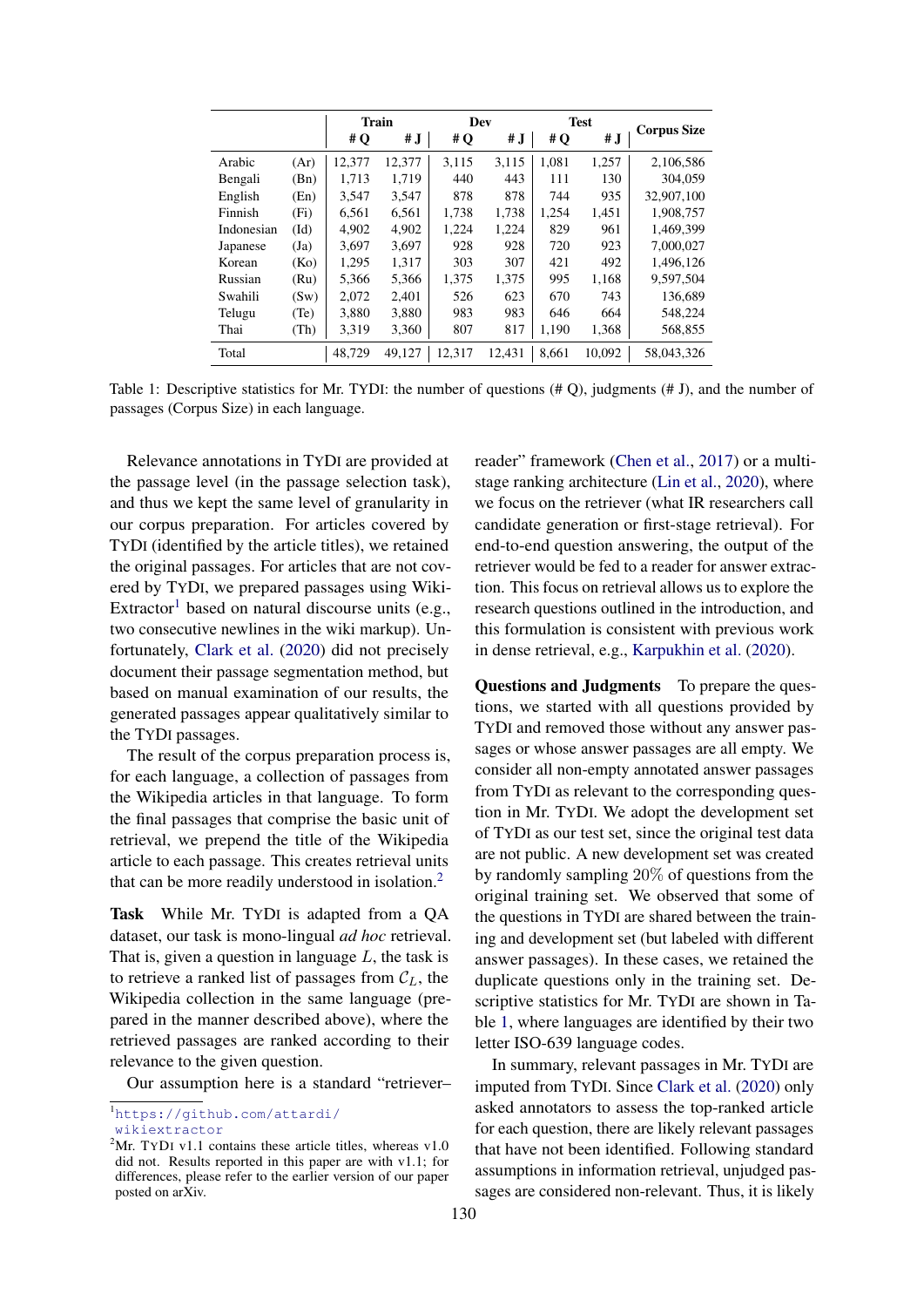| | | Train | | Dev | | Test | | Corpus Size |
|---|---|---|---|---|---|---|---|---|
| | | # Q | # J | # Q | # J | # Q | # J | |
| Arabic | (Ar) | 12,377 | 12,377 | 3,115 | 3,115 | 1,081 | 1,257 | 2,106,586 |
| Bengali | (Bn) | 1,713 | 1,719 | 440 | 443 | 111 | 130 | 304,059 |
| English | (En) | 3,547 | 3,547 | 878 | 878 | 744 | 935 | 32,907,100 |
| Finnish | (Fi) | 6,561 | 6,561 | 1,738 | 1,738 | 1,254 | 1,451 | 1,908,757 |
| Indonesian | (Id) | 4,902 | 4,902 | 1,224 | 1,224 | 829 | 961 | 1,469,399 |
| Japanese | (Ja) | 3,697 | 3,697 | 928 | 928 | 720 | 923 | 7,000,027 |
| Korean | (Ko) | 1,295 | 1,317 | 303 | 307 | 421 | 492 | 1,496,126 |
| Russian | (Ru) | 5,366 | 5,366 | 1,375 | 1,375 | 995 | 1,168 | 9,597,504 |
| Swahili | (Sw) | 2,072 | 2,401 | 526 | 623 | 670 | 743 | 136,689 |
| Telugu | (Te) | 3,880 | 3,880 | 983 | 983 | 646 | 664 | 548,224 |
| Thai | (Th) | 3,319 | 3,360 | 807 | 817 | 1,190 | 1,368 | 568,855 |
| Total | | 48,729 | 49,127 | 12,317 | 12,431 | 8,661 | 10,092 | 58,043,326 |

Table 1: Descriptive statistics for Mr. TYDI: the number of questions (# Q), judgments (# J), and the number of passages (Corpus Size) in each language.

Relevance annotations in TYDI are provided at the passage level (in the passage selection task), and thus we kept the same level of granularity in our corpus preparation. For articles covered by TYDI (identified by the article titles), we retained the original passages. For articles that are not covered by TYDI, we prepared passages using WikiExtractor[1] based on natural discourse units (e.g., two consecutive newlines in the wiki markup). Unfortunately, Clark et al. (2020) did not precisely document their passage segmentation method, but based on manual examination of our results, the generated passages appear qualitatively similar to the TYDI passages.

The result of the corpus preparation process is, for each language, a collection of passages from the Wikipedia articles in that language. To form the final passages that comprise the basic unit of retrieval, we prepend the title of the Wikipedia article to each passage. This creates retrieval units that can be more readily understood in isolation.[2]

**Task** While Mr. TYDI is adapted from a QA dataset, our task is mono-lingual *ad hoc* retrieval. That is, given a question in language $L$, the task is to retrieve a ranked list of passages from $\mathcal{C}_L$, the Wikipedia collection in the same language (prepared in the manner described above), where the retrieved passages are ranked according to their relevance to the given question.

Our assumption here is a standard "retriever–reader" framework (Chen et al., 2017) or a multi-stage ranking architecture (Lin et al., 2020), where we focus on the retriever (what IR researchers call candidate generation or first-stage retrieval). For end-to-end question answering, the output of the retriever would be fed to a reader for answer extraction. This focus on retrieval allows us to explore the research questions outlined in the introduction, and this formulation is consistent with previous work in dense retrieval, e.g., Karpukhin et al. (2020).

**Questions and Judgments** To prepare the questions, we started with all questions provided by TYDI and removed those without any answer passages or whose answer passages are all empty. We consider all non-empty annotated answer passages from TYDI as relevant to the corresponding question in Mr. TYDI. We adopt the development set of TYDI as our test set, since the original test data are not public. A new development set was created by randomly sampling 20% of questions from the original training set. We observed that some of the questions in TYDI are shared between the training and development set (but labeled with different answer passages). In these cases, we retained the duplicate questions only in the training set. Descriptive statistics for Mr. TYDI are shown in Table 1, where languages are identified by their two letter ISO-639 language codes.

In summary, relevant passages in Mr. TYDI are imputed from TYDI. Since Clark et al. (2020) only asked annotators to assess the top-ranked article for each question, there are likely relevant passages that have not been identified. Following standard assumptions in information retrieval, unjudged passages are considered non-relevant. Thus, it is likely

[1] https://github.com/attardi/wikiextractor

[2] Mr. TYDI v1.1 contains these article titles, whereas v1.0 did not. Results reported in this paper are with v1.1; for differences, please refer to the earlier version of our paper posted on arXiv.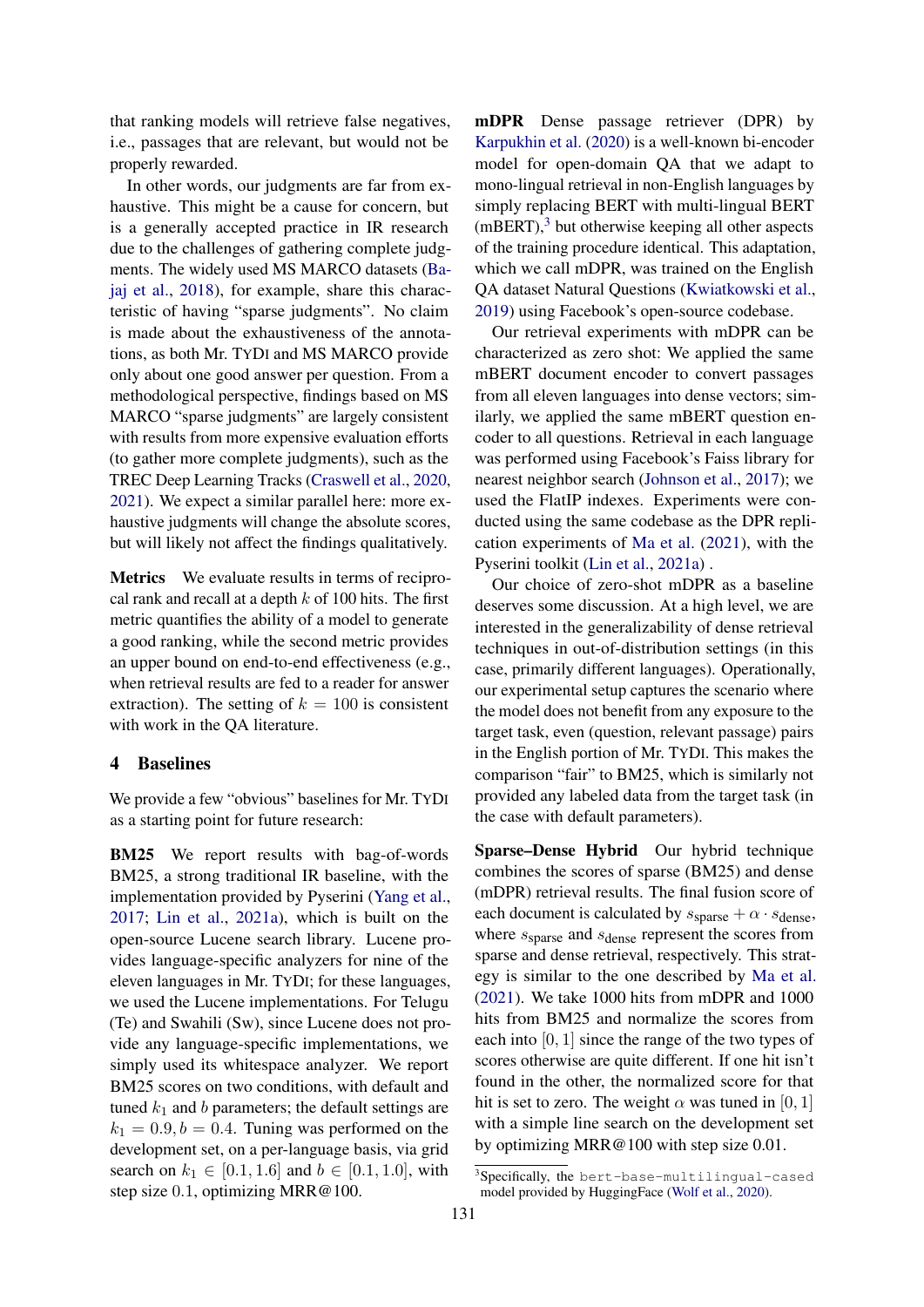that ranking models will retrieve false negatives, i.e., passages that are relevant, but would not be properly rewarded.

In other words, our judgments are far from exhaustive. This might be a cause for concern, but is a generally accepted practice in IR research due to the challenges of gathering complete judgments. The widely used MS MARCO datasets (Bajaj et al., 2018), for example, share this characteristic of having "sparse judgments". No claim is made about the exhaustiveness of the annotations, as both Mr. TyDi and MS MARCO provide only about one good answer per question. From a methodological perspective, findings based on MS MARCO "sparse judgments" are largely consistent with results from more expensive evaluation efforts (to gather more complete judgments), such as the TREC Deep Learning Tracks (Craswell et al., 2020, 2021). We expect a similar parallel here: more exhaustive judgments will change the absolute scores, but will likely not affect the findings qualitatively.

**Metrics** We evaluate results in terms of reciprocal rank and recall at a depth $k$ of 100 hits. The first metric quantifies the ability of a model to generate a good ranking, while the second metric provides an upper bound on end-to-end effectiveness (e.g., when retrieval results are fed to a reader for answer extraction). The setting of $k = 100$ is consistent with work in the QA literature.

## 4 Baselines

We provide a few "obvious" baselines for Mr. TyDi as a starting point for future research:

**BM25** We report results with bag-of-words BM25, a strong traditional IR baseline, with the implementation provided by Pyserini (Yang et al., 2017; Lin et al., 2021a), which is built on the open-source Lucene search library. Lucene provides language-specific analyzers for nine of the eleven languages in Mr. TyDi; for these languages, we used the Lucene implementations. For Telugu (Te) and Swahili (Sw), since Lucene does not provide any language-specific implementations, we simply used its whitespace analyzer. We report BM25 scores on two conditions, with default and tuned $k_1$ and $b$ parameters; the default settings are $k_1 = 0.9, b = 0.4$. Tuning was performed on the development set, on a per-language basis, via grid search on $k_1 \in [0.1, 1.6]$ and $b \in [0.1, 1.0]$, with step size 0.1, optimizing MRR@100.

**mDPR** Dense passage retriever (DPR) by Karpukhin et al. (2020) is a well-known bi-encoder model for open-domain QA that we adapt to mono-lingual retrieval in non-English languages by simply replacing BERT with multi-lingual BERT (mBERT),[3] but otherwise keeping all other aspects of the training procedure identical. This adaptation, which we call mDPR, was trained on the English QA dataset Natural Questions (Kwiatkowski et al., 2019) using Facebook's open-source codebase.

Our retrieval experiments with mDPR can be characterized as zero shot: We applied the same mBERT document encoder to convert passages from all eleven languages into dense vectors; similarly, we applied the same mBERT question encoder to all questions. Retrieval in each language was performed using Facebook's Faiss library for nearest neighbor search (Johnson et al., 2017); we used the FlatIP indexes. Experiments were conducted using the same codebase as the DPR replication experiments of Ma et al. (2021), with the Pyserini toolkit (Lin et al., 2021a) .

Our choice of zero-shot mDPR as a baseline deserves some discussion. At a high level, we are interested in the generalizability of dense retrieval techniques in out-of-distribution settings (in this case, primarily different languages). Operationally, our experimental setup captures the scenario where the model does not benefit from any exposure to the target task, even (question, relevant passage) pairs in the English portion of Mr. TyDi. This makes the comparison "fair" to BM25, which is similarly not provided any labeled data from the target task (in the case with default parameters).

**Sparse–Dense Hybrid** Our hybrid technique combines the scores of sparse (BM25) and dense (mDPR) retrieval results. The final fusion score of each document is calculated by $s_{\text{sparse}} + \alpha \cdot s_{\text{dense}}$, where $s_{\text{sparse}}$ and $s_{\text{dense}}$ represent the scores from sparse and dense retrieval, respectively. This strategy is similar to the one described by Ma et al. (2021). We take 1000 hits from mDPR and 1000 hits from BM25 and normalize the scores from each into $[0, 1]$ since the range of the two types of scores otherwise are quite different. If one hit isn't found in the other, the normalized score for that hit is set to zero. The weight $\alpha$ was tuned in $[0, 1]$ with a simple line search on the development set by optimizing MRR@100 with step size 0.01.

[3] Specifically, the `bert-base-multilingual-cased` model provided by HuggingFace (Wolf et al., 2020).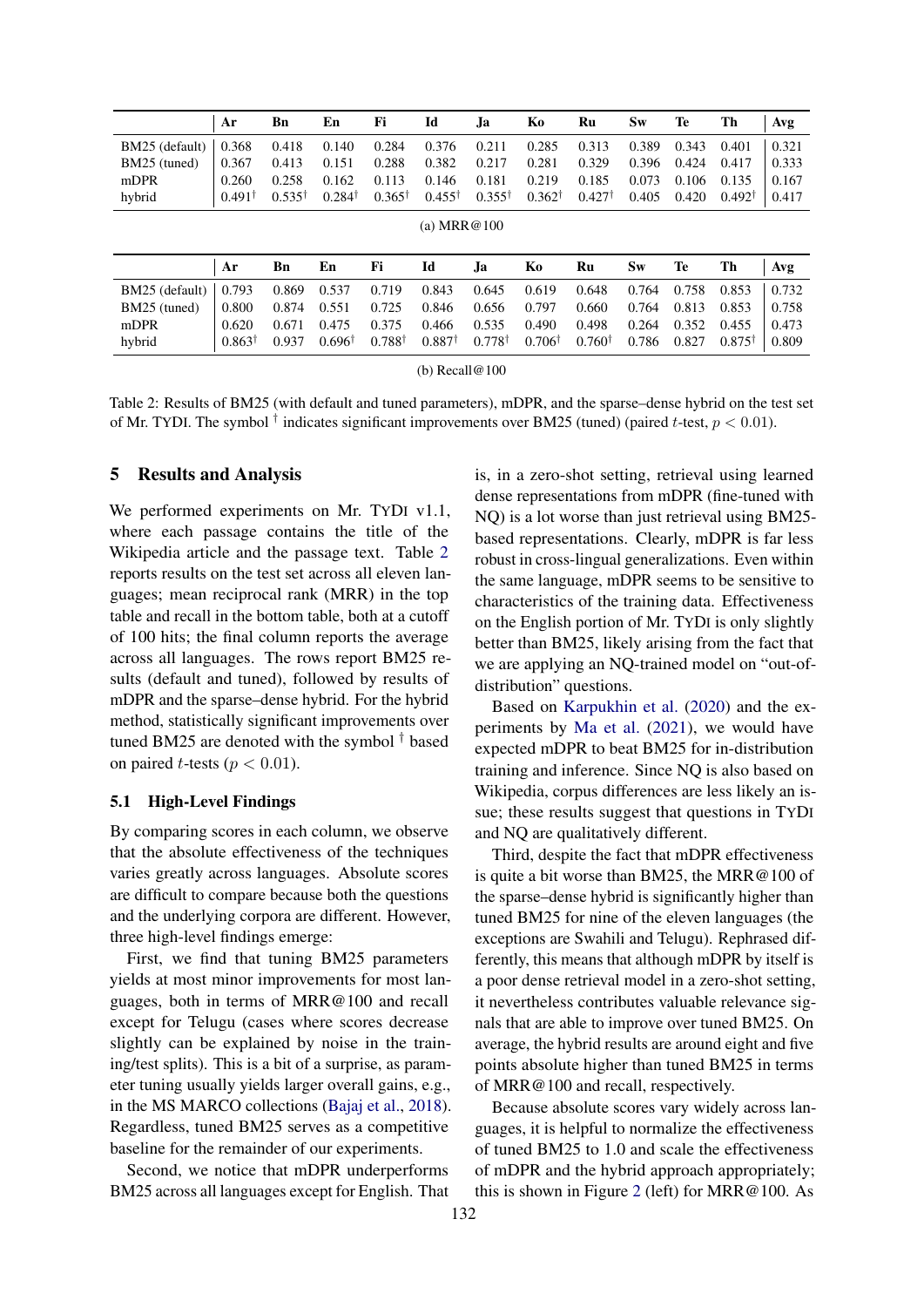|  | Ar | Bn | En | Fi | Id | Ja | Ko | Ru | Sw | Te | Th | Avg |
|---|---|---|---|---|---|---|---|---|---|---|---|---|
| BM25 (default) | 0.368 | 0.418 | 0.140 | 0.284 | 0.376 | 0.211 | 0.285 | 0.313 | 0.389 | 0.343 | 0.401 | 0.321 |
| BM25 (tuned) | 0.367 | 0.413 | 0.151 | 0.288 | 0.382 | 0.217 | 0.281 | 0.329 | 0.396 | 0.424 | 0.417 | 0.333 |
| mDPR | 0.260 | 0.258 | 0.162 | 0.113 | 0.146 | 0.181 | 0.219 | 0.185 | 0.073 | 0.106 | 0.135 | 0.167 |
| hybrid | 0.491$^{\dagger}$ | 0.535$^{\dagger}$ | 0.284$^{\dagger}$ | 0.365$^{\dagger}$ | 0.455$^{\dagger}$ | 0.355$^{\dagger}$ | 0.362$^{\dagger}$ | 0.427$^{\dagger}$ | 0.405 | 0.420 | 0.492$^{\dagger}$ | 0.417 |

(a) MRR@100

|  | Ar | Bn | En | Fi | Id | Ja | Ko | Ru | Sw | Te | Th | Avg |
|---|---|---|---|---|---|---|---|---|---|---|---|---|
| BM25 (default) | 0.793 | 0.869 | 0.537 | 0.719 | 0.843 | 0.645 | 0.619 | 0.648 | 0.764 | 0.758 | 0.853 | 0.732 |
| BM25 (tuned) | 0.800 | 0.874 | 0.551 | 0.725 | 0.846 | 0.656 | 0.797 | 0.660 | 0.764 | 0.813 | 0.853 | 0.758 |
| mDPR | 0.620 | 0.671 | 0.475 | 0.375 | 0.466 | 0.535 | 0.490 | 0.498 | 0.264 | 0.352 | 0.455 | 0.473 |
| hybrid | 0.863$^{\dagger}$ | 0.937 | 0.696$^{\dagger}$ | 0.788$^{\dagger}$ | 0.887$^{\dagger}$ | 0.778$^{\dagger}$ | 0.706$^{\dagger}$ | 0.760$^{\dagger}$ | 0.786 | 0.827 | 0.875$^{\dagger}$ | 0.809 |

(b) Recall@100

Table 2: Results of BM25 (with default and tuned parameters), mDPR, and the sparse–dense hybrid on the test set of Mr. TyDi. The symbol $^{\dagger}$ indicates significant improvements over BM25 (tuned) (paired $t$-test, $p < 0.01$).

## 5 Results and Analysis

We performed experiments on Mr. TyDi v1.1, where each passage contains the title of the Wikipedia article and the passage text. Table 2 reports results on the test set across all eleven languages; mean reciprocal rank (MRR) in the top table and recall in the bottom table, both at a cutoff of 100 hits; the final column reports the average across all languages. The rows report BM25 results (default and tuned), followed by results of mDPR and the sparse–dense hybrid. For the hybrid method, statistically significant improvements over tuned BM25 are denoted with the symbol $^{\dagger}$ based on paired $t$-tests ($p < 0.01$).

### 5.1 High-Level Findings

By comparing scores in each column, we observe that the absolute effectiveness of the techniques varies greatly across languages. Absolute scores are difficult to compare because both the questions and the underlying corpora are different. However, three high-level findings emerge:

First, we find that tuning BM25 parameters yields at most minor improvements for most languages, both in terms of MRR@100 and recall except for Telugu (cases where scores decrease slightly can be explained by noise in the training/test splits). This is a bit of a surprise, as parameter tuning usually yields larger overall gains, e.g., in the MS MARCO collections (Bajaj et al., 2018). Regardless, tuned BM25 serves as a competitive baseline for the remainder of our experiments.

Second, we notice that mDPR underperforms BM25 across all languages except for English. That is, in a zero-shot setting, retrieval using learned dense representations from mDPR (fine-tuned with NQ) is a lot worse than just retrieval using BM25-based representations. Clearly, mDPR is far less robust in cross-lingual generalizations. Even within the same language, mDPR seems to be sensitive to characteristics of the training data. Effectiveness on the English portion of Mr. TyDi is only slightly better than BM25, likely arising from the fact that we are applying an NQ-trained model on "out-of-distribution" questions.

Based on Karpukhin et al. (2020) and the experiments by Ma et al. (2021), we would have expected mDPR to beat BM25 for in-distribution training and inference. Since NQ is also based on Wikipedia, corpus differences are less likely an issue; these results suggest that questions in TyDi and NQ are qualitatively different.

Third, despite the fact that mDPR effectiveness is quite a bit worse than BM25, the MRR@100 of the sparse–dense hybrid is significantly higher than tuned BM25 for nine of the eleven languages (the exceptions are Swahili and Telugu). Rephrased differently, this means that although mDPR by itself is a poor dense retrieval model in a zero-shot setting, it nevertheless contributes valuable relevance signals that are able to improve over tuned BM25. On average, the hybrid results are around eight and five points absolute higher than tuned BM25 in terms of MRR@100 and recall, respectively.

Because absolute scores vary widely across languages, it is helpful to normalize the effectiveness of tuned BM25 to 1.0 and scale the effectiveness of mDPR and the hybrid approach appropriately; this is shown in Figure 2 (left) for MRR@100. As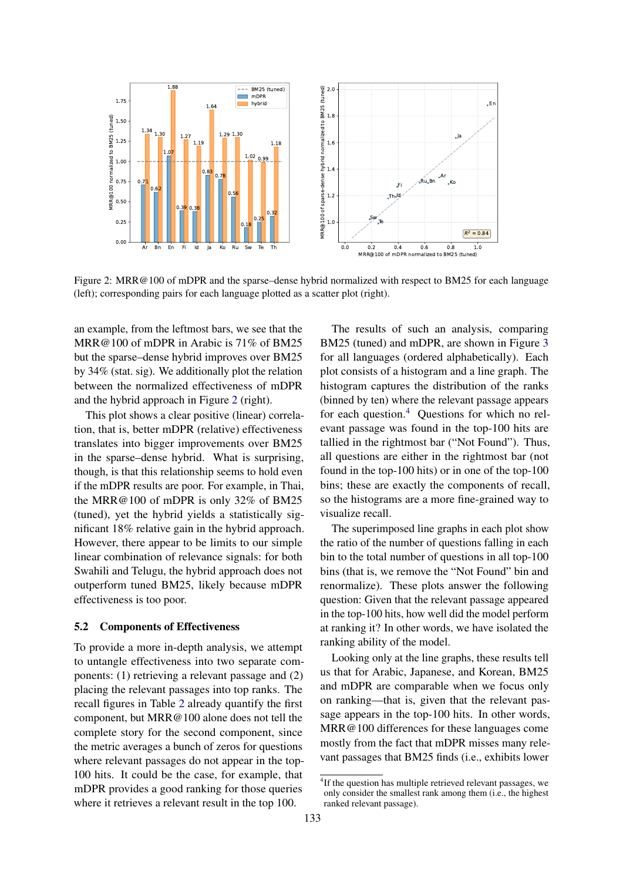Figure 2: MRR@100 of mDPR and the sparse–dense hybrid normalized with respect to BM25 for each language (left); corresponding pairs for each language plotted as a scatter plot (right).

an example, from the leftmost bars, we see that the MRR@100 of mDPR in Arabic is 71% of BM25 but the sparse–dense hybrid improves over BM25 by 34% (stat. sig). We additionally plot the relation between the normalized effectiveness of mDPR and the hybrid approach in Figure 2 (right).

This plot shows a clear positive (linear) correlation, that is, better mDPR (relative) effectiveness translates into bigger improvements over BM25 in the sparse–dense hybrid. What is surprising, though, is that this relationship seems to hold even if the mDPR results are poor. For example, in Thai, the MRR@100 of mDPR is only 32% of BM25 (tuned), yet the hybrid yields a statistically significant 18% relative gain in the hybrid approach. However, there appear to be limits to our simple linear combination of relevance signals: for both Swahili and Telugu, the hybrid approach does not outperform tuned BM25, likely because mDPR effectiveness is too poor.

### 5.2 Components of Effectiveness

To provide a more in-depth analysis, we attempt to untangle effectiveness into two separate components: (1) retrieving a relevant passage and (2) placing the relevant passages into top ranks. The recall figures in Table 2 already quantify the first component, but MRR@100 alone does not tell the complete story for the second component, since the metric averages a bunch of zeros for questions where relevant passages do not appear in the top-100 hits. It could be the case, for example, that mDPR provides a good ranking for those queries where it retrieves a relevant result in the top 100.

The results of such an analysis, comparing BM25 (tuned) and mDPR, are shown in Figure 3 for all languages (ordered alphabetically). Each plot consists of a histogram and a line graph. The histogram captures the distribution of the ranks (binned by ten) where the relevant passage appears for each question.[4] Questions for which no relevant passage was found in the top-100 hits are tallied in the rightmost bar ("Not Found"). Thus, all questions are either in the rightmost bar (not found in the top-100 hits) or in one of the top-100 bins; these are exactly the components of recall, so the histograms are a more fine-grained way to visualize recall.

The superimposed line graphs in each plot show the ratio of the number of questions falling in each bin to the total number of questions in all top-100 bins (that is, we remove the "Not Found" bin and renormalize). These plots answer the following question: Given that the relevant passage appeared in the top-100 hits, how well did the model perform at ranking it? In other words, we have isolated the ranking ability of the model.

Looking only at the line graphs, these results tell us that for Arabic, Japanese, and Korean, BM25 and mDPR are comparable when we focus only on ranking—that is, given that the relevant passage appears in the top-100 hits. In other words, MRR@100 differences for these languages come mostly from the fact that mDPR misses many relevant passages that BM25 finds (i.e., exhibits lower

[4] If the question has multiple retrieved relevant passages, we only consider the smallest rank among them (i.e., the highest ranked relevant passage).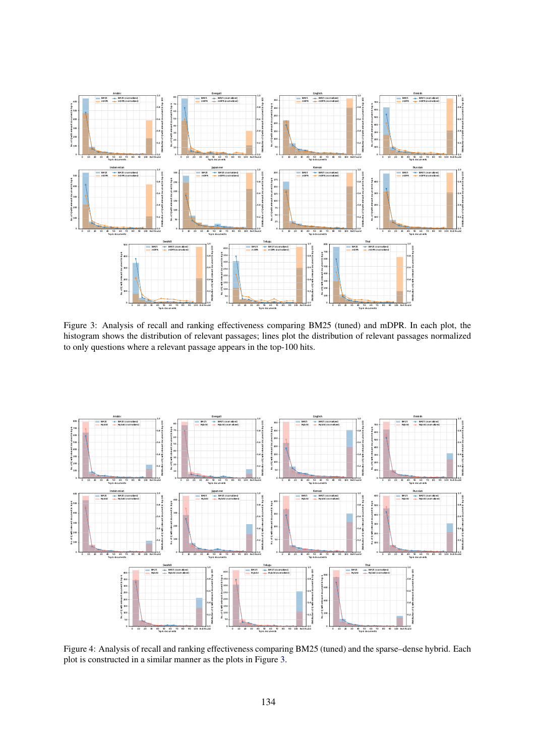Figure 3: Analysis of recall and ranking effectiveness comparing BM25 (tuned) and mDPR. In each plot, the histogram shows the distribution of relevant passages; lines plot the distribution of relevant passages normalized to only questions where a relevant passage appears in the top-100 hits.

Figure 4: Analysis of recall and ranking effectiveness comparing BM25 (tuned) and the sparse–dense hybrid. Each plot is constructed in a similar manner as the plots in Figure 3.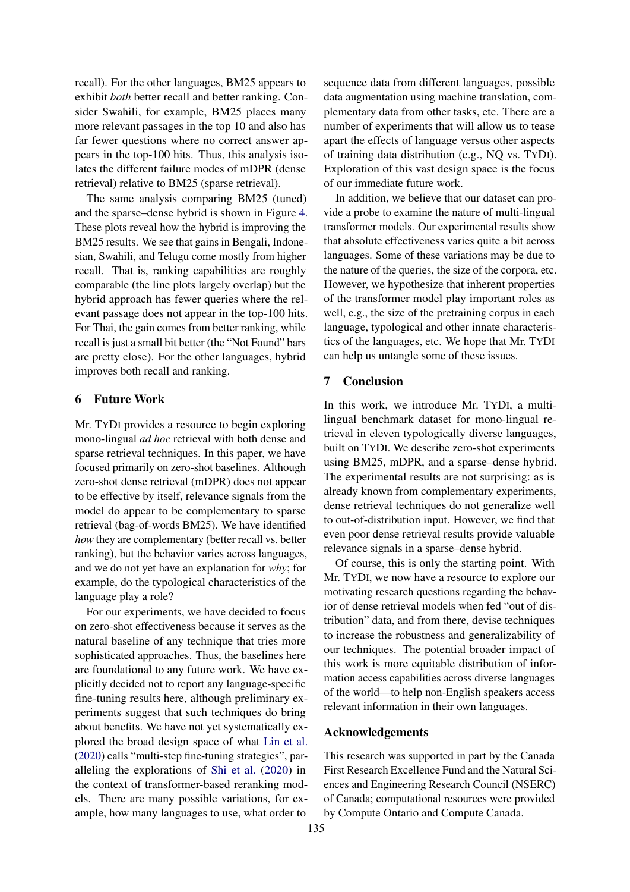recall). For the other languages, BM25 appears to exhibit *both* better recall and better ranking. Consider Swahili, for example, BM25 places many more relevant passages in the top 10 and also has far fewer questions where no correct answer appears in the top-100 hits. Thus, this analysis isolates the different failure modes of mDPR (dense retrieval) relative to BM25 (sparse retrieval).

The same analysis comparing BM25 (tuned) and the sparse–dense hybrid is shown in Figure 4. These plots reveal how the hybrid is improving the BM25 results. We see that gains in Bengali, Indonesian, Swahili, and Telugu come mostly from higher recall. That is, ranking capabilities are roughly comparable (the line plots largely overlap) but the hybrid approach has fewer queries where the relevant passage does not appear in the top-100 hits. For Thai, the gain comes from better ranking, while recall is just a small bit better (the "Not Found" bars are pretty close). For the other languages, hybrid improves both recall and ranking.

## 6 Future Work

Mr. TyDi provides a resource to begin exploring mono-lingual *ad hoc* retrieval with both dense and sparse retrieval techniques. In this paper, we have focused primarily on zero-shot baselines. Although zero-shot dense retrieval (mDPR) does not appear to be effective by itself, relevance signals from the model do appear to be complementary to sparse retrieval (bag-of-words BM25). We have identified *how* they are complementary (better recall vs. better ranking), but the behavior varies across languages, and we do not yet have an explanation for *why*; for example, do the typological characteristics of the language play a role?

For our experiments, we have decided to focus on zero-shot effectiveness because it serves as the natural baseline of any technique that tries more sophisticated approaches. Thus, the baselines here are foundational to any future work. We have explicitly decided not to report any language-specific fine-tuning results here, although preliminary experiments suggest that such techniques do bring about benefits. We have not yet systematically explored the broad design space of what Lin et al. (2020) calls "multi-step fine-tuning strategies", paralleling the explorations of Shi et al. (2020) in the context of transformer-based reranking models. There are many possible variations, for example, how many languages to use, what order to sequence data from different languages, possible data augmentation using machine translation, complementary data from other tasks, etc. There are a number of experiments that will allow us to tease apart the effects of language versus other aspects of training data distribution (e.g., NQ vs. TyDi). Exploration of this vast design space is the focus of our immediate future work.

In addition, we believe that our dataset can provide a probe to examine the nature of multi-lingual transformer models. Our experimental results show that absolute effectiveness varies quite a bit across languages. Some of these variations may be due to the nature of the queries, the size of the corpora, etc. However, we hypothesize that inherent properties of the transformer model play important roles as well, e.g., the size of the pretraining corpus in each language, typological and other innate characteristics of the languages, etc. We hope that Mr. TyDi can help us untangle some of these issues.

## 7 Conclusion

In this work, we introduce Mr. TyDi, a multi-lingual benchmark dataset for mono-lingual retrieval in eleven typologically diverse languages, built on TyDi. We describe zero-shot experiments using BM25, mDPR, and a sparse–dense hybrid. The experimental results are not surprising: as is already known from complementary experiments, dense retrieval techniques do not generalize well to out-of-distribution input. However, we find that even poor dense retrieval results provide valuable relevance signals in a sparse–dense hybrid.

Of course, this is only the starting point. With Mr. TyDi, we now have a resource to explore our motivating research questions regarding the behavior of dense retrieval models when fed "out of distribution" data, and from there, devise techniques to increase the robustness and generalizability of our techniques. The potential broader impact of this work is more equitable distribution of information access capabilities across diverse languages of the world—to help non-English speakers access relevant information in their own languages.

## Acknowledgements

This research was supported in part by the Canada First Research Excellence Fund and the Natural Sciences and Engineering Research Council (NSERC) of Canada; computational resources were provided by Compute Ontario and Compute Canada.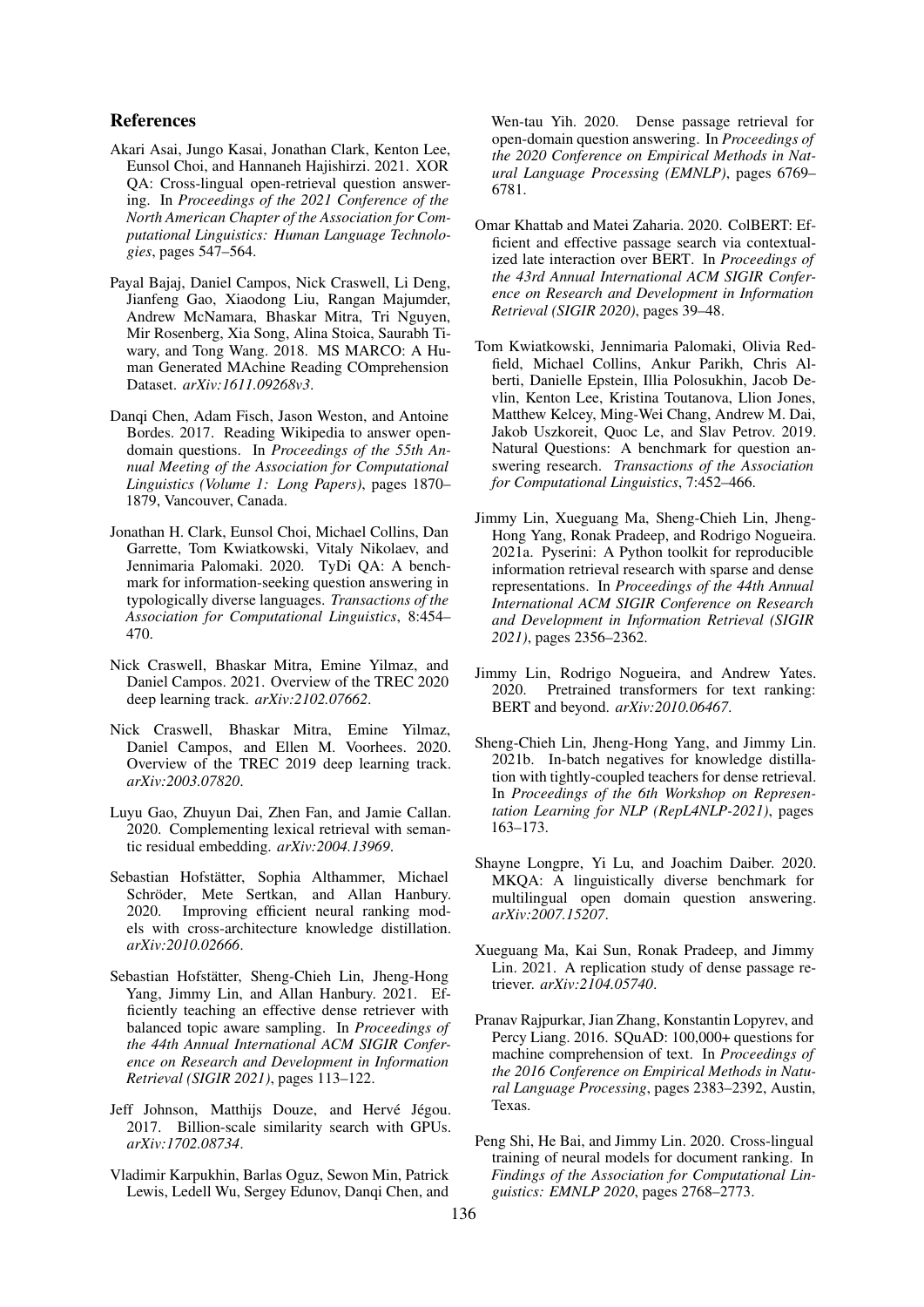## References

Akari Asai, Jungo Kasai, Jonathan Clark, Kenton Lee, Eunsol Choi, and Hannaneh Hajishirzi. 2021. XOR QA: Cross-lingual open-retrieval question answering. In *Proceedings of the 2021 Conference of the North American Chapter of the Association for Computational Linguistics: Human Language Technologies*, pages 547–564.

Payal Bajaj, Daniel Campos, Nick Craswell, Li Deng, Jianfeng Gao, Xiaodong Liu, Rangan Majumder, Andrew McNamara, Bhaskar Mitra, Tri Nguyen, Mir Rosenberg, Xia Song, Alina Stoica, Saurabh Tiwary, and Tong Wang. 2018. MS MARCO: A Human Generated MAchine Reading COmprehension Dataset. *arXiv:1611.09268v3*.

Danqi Chen, Adam Fisch, Jason Weston, and Antoine Bordes. 2017. Reading Wikipedia to answer open-domain questions. In *Proceedings of the 55th Annual Meeting of the Association for Computational Linguistics (Volume 1: Long Papers)*, pages 1870–1879, Vancouver, Canada.

Jonathan H. Clark, Eunsol Choi, Michael Collins, Dan Garrette, Tom Kwiatkowski, Vitaly Nikolaev, and Jennimaria Palomaki. 2020. TyDi QA: A benchmark for information-seeking question answering in typologically diverse languages. *Transactions of the Association for Computational Linguistics*, 8:454–470.

Nick Craswell, Bhaskar Mitra, Emine Yilmaz, and Daniel Campos. 2021. Overview of the TREC 2020 deep learning track. *arXiv:2102.07662*.

Nick Craswell, Bhaskar Mitra, Emine Yilmaz, Daniel Campos, and Ellen M. Voorhees. 2020. Overview of the TREC 2019 deep learning track. *arXiv:2003.07820*.

Luyu Gao, Zhuyun Dai, Zhen Fan, and Jamie Callan. 2020. Complementing lexical retrieval with semantic residual embedding. *arXiv:2004.13969*.

Sebastian Hofstätter, Sophia Althammer, Michael Schröder, Mete Sertkan, and Allan Hanbury. 2020. Improving efficient neural ranking models with cross-architecture knowledge distillation. *arXiv:2010.02666*.

Sebastian Hofstätter, Sheng-Chieh Lin, Jheng-Hong Yang, Jimmy Lin, and Allan Hanbury. 2021. Efficiently teaching an effective dense retriever with balanced topic aware sampling. In *Proceedings of the 44th Annual International ACM SIGIR Conference on Research and Development in Information Retrieval (SIGIR 2021)*, pages 113–122.

Jeff Johnson, Matthijs Douze, and Hervé Jégou. 2017. Billion-scale similarity search with GPUs. *arXiv:1702.08734*.

Vladimir Karpukhin, Barlas Oguz, Sewon Min, Patrick Lewis, Ledell Wu, Sergey Edunov, Danqi Chen, and Wen-tau Yih. 2020. Dense passage retrieval for open-domain question answering. In *Proceedings of the 2020 Conference on Empirical Methods in Natural Language Processing (EMNLP)*, pages 6769–6781.

Omar Khattab and Matei Zaharia. 2020. ColBERT: Efficient and effective passage search via contextualized late interaction over BERT. In *Proceedings of the 43rd Annual International ACM SIGIR Conference on Research and Development in Information Retrieval (SIGIR 2020)*, pages 39–48.

Tom Kwiatkowski, Jennimaria Palomaki, Olivia Redfield, Michael Collins, Ankur Parikh, Chris Alberti, Danielle Epstein, Illia Polosukhin, Jacob Devlin, Kenton Lee, Kristina Toutanova, Llion Jones, Matthew Kelcey, Ming-Wei Chang, Andrew M. Dai, Jakob Uszkoreit, Quoc Le, and Slav Petrov. 2019. Natural Questions: A benchmark for question answering research. *Transactions of the Association for Computational Linguistics*, 7:452–466.

Jimmy Lin, Xueguang Ma, Sheng-Chieh Lin, Jheng-Hong Yang, Ronak Pradeep, and Rodrigo Nogueira. 2021a. Pyserini: A Python toolkit for reproducible information retrieval research with sparse and dense representations. In *Proceedings of the 44th Annual International ACM SIGIR Conference on Research and Development in Information Retrieval (SIGIR 2021)*, pages 2356–2362.

Jimmy Lin, Rodrigo Nogueira, and Andrew Yates. 2020. Pretrained transformers for text ranking: BERT and beyond. *arXiv:2010.06467*.

Sheng-Chieh Lin, Jheng-Hong Yang, and Jimmy Lin. 2021b. In-batch negatives for knowledge distillation with tightly-coupled teachers for dense retrieval. In *Proceedings of the 6th Workshop on Representation Learning for NLP (RepL4NLP-2021)*, pages 163–173.

Shayne Longpre, Yi Lu, and Joachim Daiber. 2020. MKQA: A linguistically diverse benchmark for multilingual open domain question answering. *arXiv:2007.15207*.

Xueguang Ma, Kai Sun, Ronak Pradeep, and Jimmy Lin. 2021. A replication study of dense passage retriever. *arXiv:2104.05740*.

Pranav Rajpurkar, Jian Zhang, Konstantin Lopyrev, and Percy Liang. 2016. SQuAD: 100,000+ questions for machine comprehension of text. In *Proceedings of the 2016 Conference on Empirical Methods in Natural Language Processing*, pages 2383–2392, Austin, Texas.

Peng Shi, He Bai, and Jimmy Lin. 2020. Cross-lingual training of neural models for document ranking. In *Findings of the Association for Computational Linguistics: EMNLP 2020*, pages 2768–2773.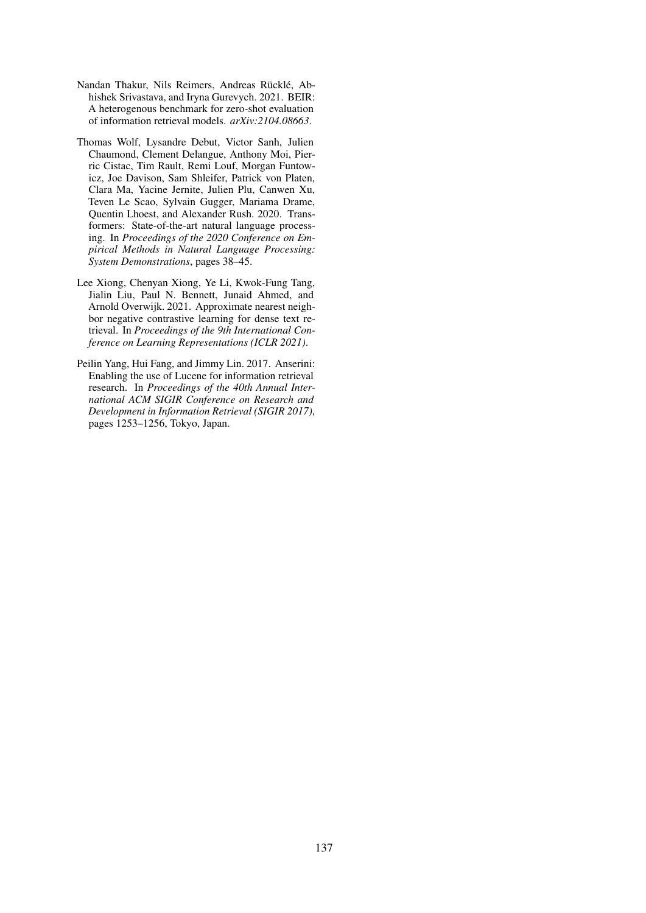Nandan Thakur, Nils Reimers, Andreas Rücklé, Abhishek Srivastava, and Iryna Gurevych. 2021. BEIR: A heterogenous benchmark for zero-shot evaluation of information retrieval models. *arXiv:2104.08663*.

Thomas Wolf, Lysandre Debut, Victor Sanh, Julien Chaumond, Clement Delangue, Anthony Moi, Pierric Cistac, Tim Rault, Remi Louf, Morgan Funtowicz, Joe Davison, Sam Shleifer, Patrick von Platen, Clara Ma, Yacine Jernite, Julien Plu, Canwen Xu, Teven Le Scao, Sylvain Gugger, Mariama Drame, Quentin Lhoest, and Alexander Rush. 2020. Transformers: State-of-the-art natural language processing. In *Proceedings of the 2020 Conference on Empirical Methods in Natural Language Processing: System Demonstrations*, pages 38–45.

Lee Xiong, Chenyan Xiong, Ye Li, Kwok-Fung Tang, Jialin Liu, Paul N. Bennett, Junaid Ahmed, and Arnold Overwijk. 2021. Approximate nearest neighbor negative contrastive learning for dense text retrieval. In *Proceedings of the 9th International Conference on Learning Representations (ICLR 2021)*.

Peilin Yang, Hui Fang, and Jimmy Lin. 2017. Anserini: Enabling the use of Lucene for information retrieval research. In *Proceedings of the 40th Annual International ACM SIGIR Conference on Research and Development in Information Retrieval (SIGIR 2017)*, pages 1253–1256, Tokyo, Japan.